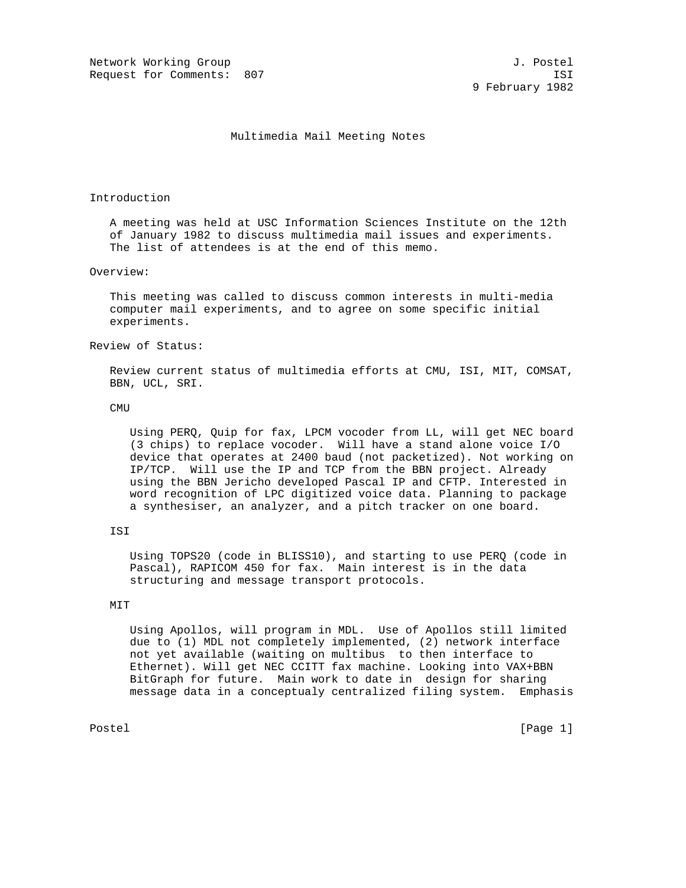Network Working Group J. Postel
Request for Comments: 807 ISI
9 February 1982

# Multimedia Mail Meeting Notes

## Introduction

A meeting was held at USC Information Sciences Institute on the 12th of January 1982 to discuss multimedia mail issues and experiments. The list of attendees is at the end of this memo.

## Overview:

This meeting was called to discuss common interests in multi-media computer mail experiments, and to agree on some specific initial experiments.

## Review of Status:

Review current status of multimedia efforts at CMU, ISI, MIT, COMSAT, BBN, UCL, SRI.

### CMU

Using PERQ, Quip for fax, LPCM vocoder from LL, will get NEC board (3 chips) to replace vocoder. Will have a stand alone voice I/O device that operates at 2400 baud (not packetized). Not working on IP/TCP. Will use the IP and TCP from the BBN project. Already using the BBN Jericho developed Pascal IP and CFTP. Interested in word recognition of LPC digitized voice data. Planning to package a synthesiser, an analyzer, and a pitch tracker on one board.

### ISI

Using TOPS20 (code in BLISS10), and starting to use PERQ (code in Pascal), RAPICOM 450 for fax. Main interest is in the data structuring and message transport protocols.

### MIT

Using Apollos, will program in MDL. Use of Apollos still limited due to (1) MDL not completely implemented, (2) network interface not yet available (waiting on multibus to then interface to Ethernet). Will get NEC CCITT fax machine. Looking into VAX+BBN BitGraph for future. Main work to date in design for sharing message data in a conceptualy centralized filing system. Emphasis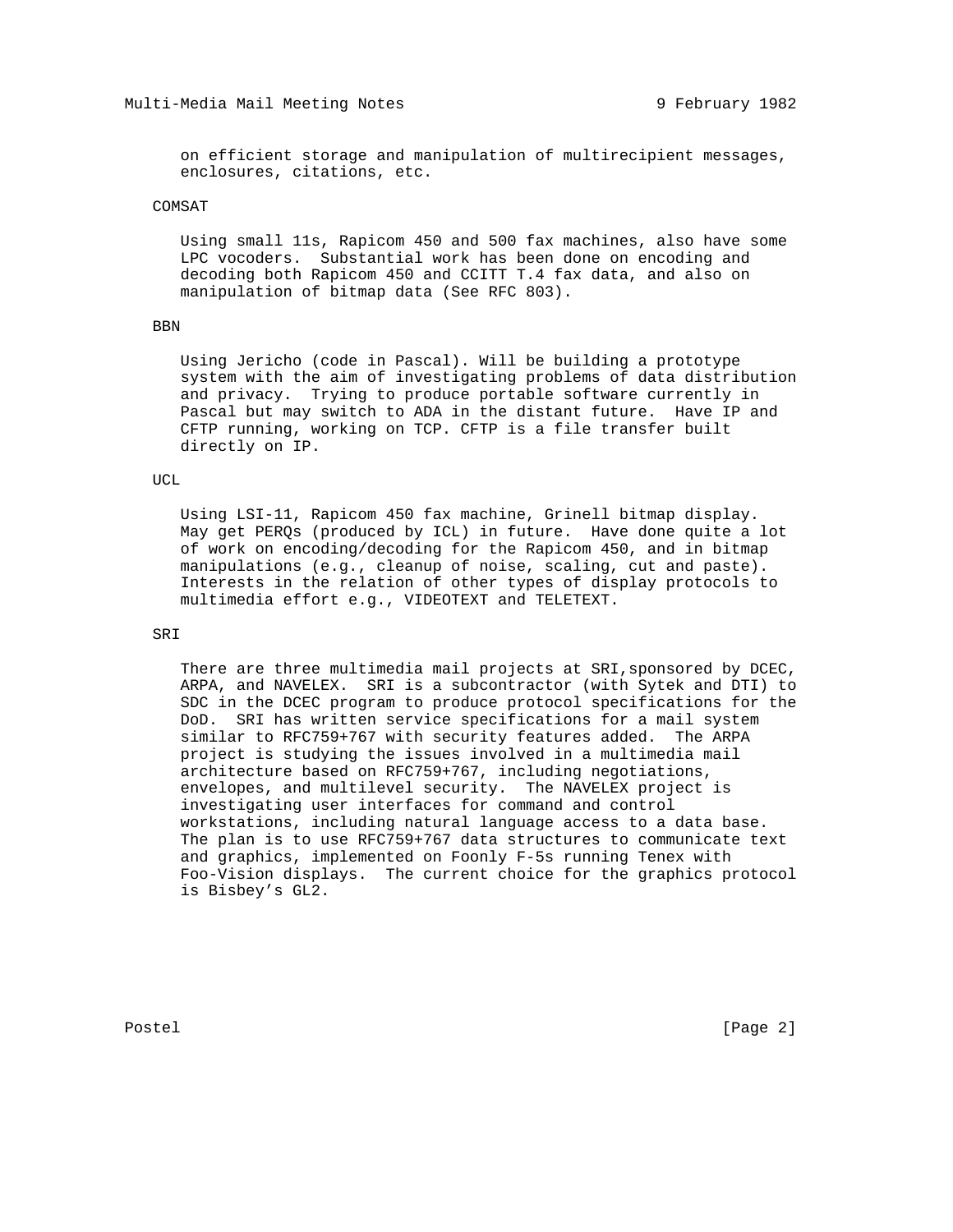on efficient storage and manipulation of multirecipient messages, enclosures, citations, etc.

COMSAT

Using small 11s, Rapicom 450 and 500 fax machines, also have some LPC vocoders. Substantial work has been done on encoding and decoding both Rapicom 450 and CCITT T.4 fax data, and also on manipulation of bitmap data (See RFC 803).

BBN

Using Jericho (code in Pascal). Will be building a prototype system with the aim of investigating problems of data distribution and privacy. Trying to produce portable software currently in Pascal but may switch to ADA in the distant future. Have IP and CFTP running, working on TCP. CFTP is a file transfer built directly on IP.

UCL

Using LSI-11, Rapicom 450 fax machine, Grinell bitmap display. May get PERQs (produced by ICL) in future. Have done quite a lot of work on encoding/decoding for the Rapicom 450, and in bitmap manipulations (e.g., cleanup of noise, scaling, cut and paste). Interests in the relation of other types of display protocols to multimedia effort e.g., VIDEOTEXT and TELETEXT.

SRI

There are three multimedia mail projects at SRI,sponsored by DCEC, ARPA, and NAVELEX. SRI is a subcontractor (with Sytek and DTI) to SDC in the DCEC program to produce protocol specifications for the DoD. SRI has written service specifications for a mail system similar to RFC759+767 with security features added. The ARPA project is studying the issues involved in a multimedia mail architecture based on RFC759+767, including negotiations, envelopes, and multilevel security. The NAVELEX project is investigating user interfaces for command and control workstations, including natural language access to a data base. The plan is to use RFC759+767 data structures to communicate text and graphics, implemented on Foonly F-5s running Tenex with Foo-Vision displays. The current choice for the graphics protocol is Bisbey's GL2.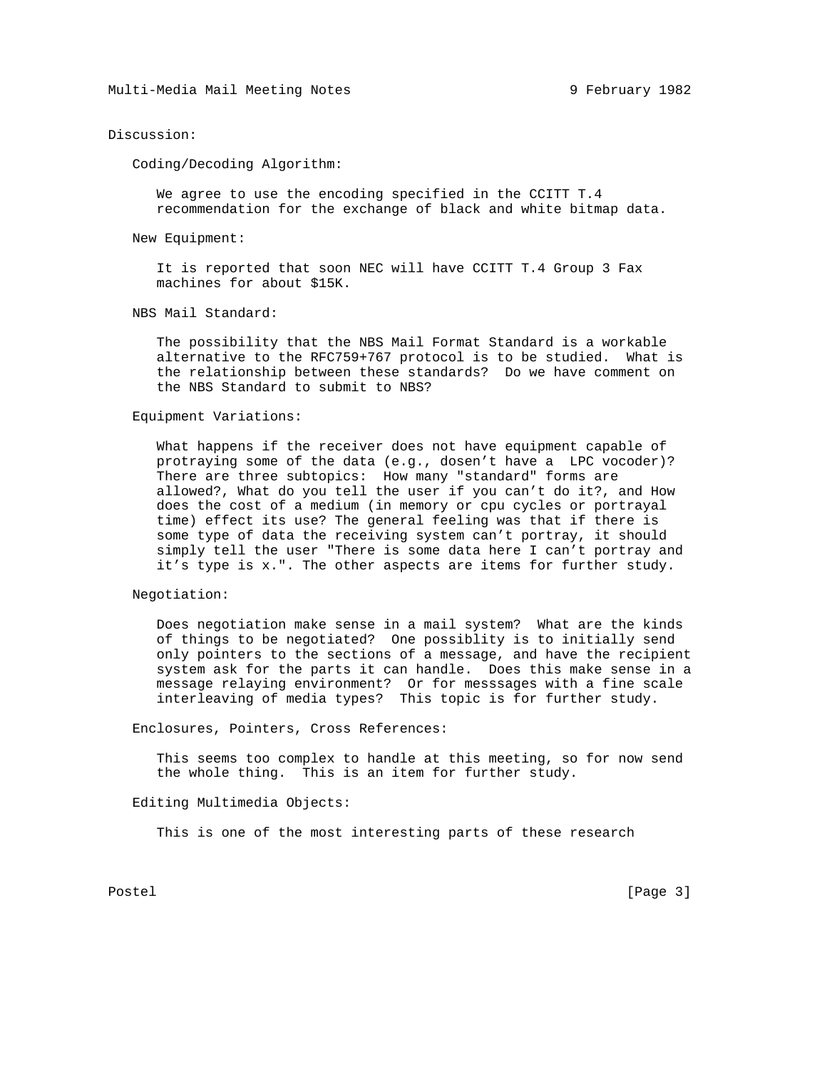Discussion:

Coding/Decoding Algorithm:

We agree to use the encoding specified in the CCITT T.4 recommendation for the exchange of black and white bitmap data.

New Equipment:

It is reported that soon NEC will have CCITT T.4 Group 3 Fax machines for about $15K.

NBS Mail Standard:

The possibility that the NBS Mail Format Standard is a workable alternative to the RFC759+767 protocol is to be studied. What is the relationship between these standards? Do we have comment on the NBS Standard to submit to NBS?

Equipment Variations:

What happens if the receiver does not have equipment capable of protraying some of the data (e.g., dosen't have a LPC vocoder)? There are three subtopics: How many "standard" forms are allowed?, What do you tell the user if you can't do it?, and How does the cost of a medium (in memory or cpu cycles or portrayal time) effect its use? The general feeling was that if there is some type of data the receiving system can't portray, it should simply tell the user "There is some data here I can't portray and it's type is x.". The other aspects are items for further study.

Negotiation:

Does negotiation make sense in a mail system? What are the kinds of things to be negotiated? One possiblity is to initially send only pointers to the sections of a message, and have the recipient system ask for the parts it can handle. Does this make sense in a message relaying environment? Or for messsages with a fine scale interleaving of media types? This topic is for further study.

Enclosures, Pointers, Cross References:

This seems too complex to handle at this meeting, so for now send the whole thing. This is an item for further study.

Editing Multimedia Objects:

This is one of the most interesting parts of these research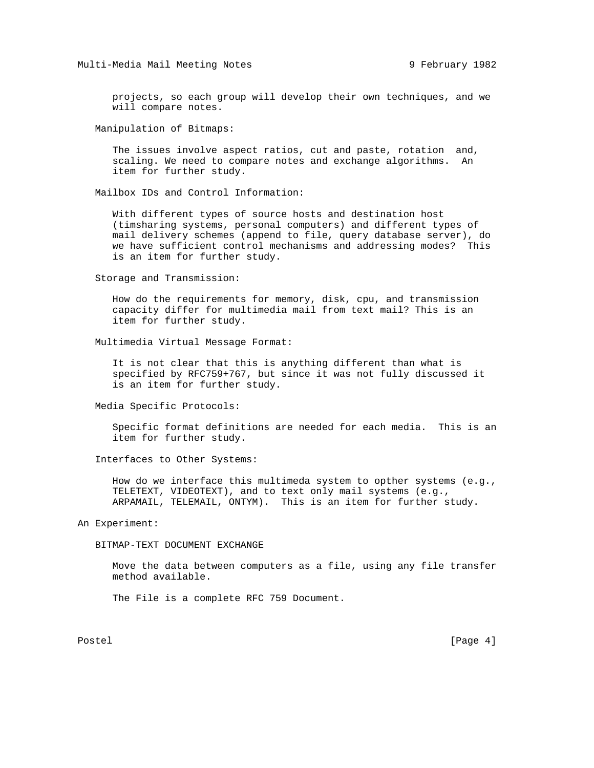projects, so each group will develop their own techniques, and we will compare notes.

Manipulation of Bitmaps:

The issues involve aspect ratios, cut and paste, rotation and, scaling. We need to compare notes and exchange algorithms. An item for further study.

Mailbox IDs and Control Information:

With different types of source hosts and destination host (timsharing systems, personal computers) and different types of mail delivery schemes (append to file, query database server), do we have sufficient control mechanisms and addressing modes? This is an item for further study.

Storage and Transmission:

How do the requirements for memory, disk, cpu, and transmission capacity differ for multimedia mail from text mail? This is an item for further study.

Multimedia Virtual Message Format:

It is not clear that this is anything different than what is specified by RFC759+767, but since it was not fully discussed it is an item for further study.

Media Specific Protocols:

Specific format definitions are needed for each media. This is an item for further study.

Interfaces to Other Systems:

How do we interface this multimeda system to opther systems (e.g., TELETEXT, VIDEOTEXT), and to text only mail systems (e.g., ARPAMAIL, TELEMAIL, ONTYM). This is an item for further study.

An Experiment:

BITMAP-TEXT DOCUMENT EXCHANGE

Move the data between computers as a file, using any file transfer method available.

The File is a complete RFC 759 Document.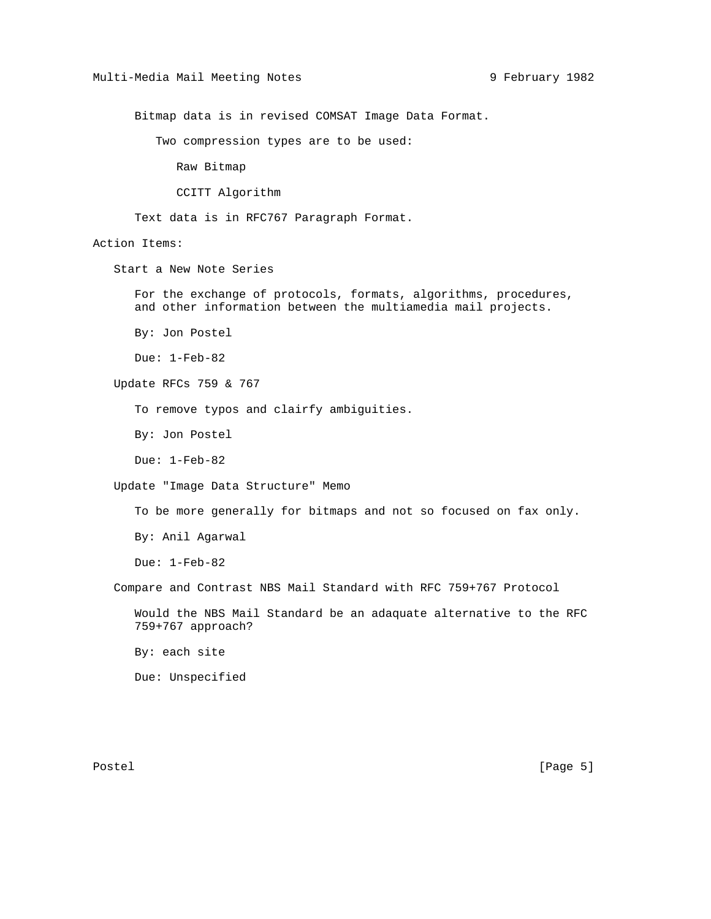Bitmap data is in revised COMSAT Image Data Format.

Two compression types are to be used:

- Raw Bitmap
- CCITT Algorithm

Text data is in RFC767 Paragraph Format.

## Action Items:

### Start a New Note Series

For the exchange of protocols, formats, algorithms, procedures, and other information between the multiamedia mail projects.

By: Jon Postel

Due: 1-Feb-82

### Update RFCs 759 & 767

To remove typos and clairfy ambiguities.

By: Jon Postel

Due: 1-Feb-82

### Update "Image Data Structure" Memo

To be more generally for bitmaps and not so focused on fax only.

By: Anil Agarwal

Due: 1-Feb-82

### Compare and Contrast NBS Mail Standard with RFC 759+767 Protocol

Would the NBS Mail Standard be an adaquate alternative to the RFC 759+767 approach?

By: each site

Due: Unspecified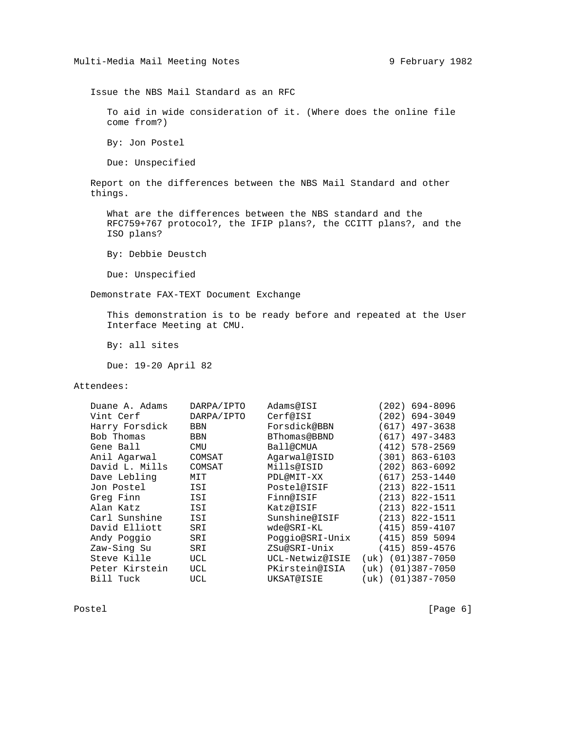Issue the NBS Mail Standard as an RFC

To aid in wide consideration of it. (Where does the online file come from?)

By: Jon Postel

Due: Unspecified

Report on the differences between the NBS Mail Standard and other things.

What are the differences between the NBS standard and the RFC759+767 protocol?, the IFIP plans?, the CCITT plans?, and the ISO plans?

By: Debbie Deustch

Due: Unspecified

Demonstrate FAX-TEXT Document Exchange

This demonstration is to be ready before and repeated at the User Interface Meeting at CMU.

By: all sites

Due: 19-20 April 82

Attendees:

| | | | |
|---|---|---|---|
| Duane A. Adams | DARPA/IPTO | Adams@ISI | (202) 694-8096 |
| Vint Cerf | DARPA/IPTO | Cerf@ISI | (202) 694-3049 |
| Harry Forsdick | BBN | Forsdick@BBN | (617) 497-3638 |
| Bob Thomas | BBN | BThomas@BBND | (617) 497-3483 |
| Gene Ball | CMU | Ball@CMUA | (412) 578-2569 |
| Anil Agarwal | COMSAT | Agarwal@ISID | (301) 863-6103 |
| David L. Mills | COMSAT | Mills@ISID | (202) 863-6092 |
| Dave Lebling | MIT | PDL@MIT-XX | (617) 253-1440 |
| Jon Postel | ISI | Postel@ISIF | (213) 822-1511 |
| Greg Finn | ISI | Finn@ISIF | (213) 822-1511 |
| Alan Katz | ISI | Katz@ISIF | (213) 822-1511 |
| Carl Sunshine | ISI | Sunshine@ISIF | (213) 822-1511 |
| David Elliott | SRI | wde@SRI-KL | (415) 859-4107 |
| Andy Poggio | SRI | Poggio@SRI-Unix | (415) 859 5094 |
| Zaw-Sing Su | SRI | ZSu@SRI-Unix | (415) 859-4576 |
| Steve Kille | UCL | UCL-Netwiz@ISIE | (uk) (01)387-7050 |
| Peter Kirstein | UCL | PKirstein@ISIA | (uk) (01)387-7050 |
| Bill Tuck | UCL | UKSAT@ISIE | (uk) (01)387-7050 |